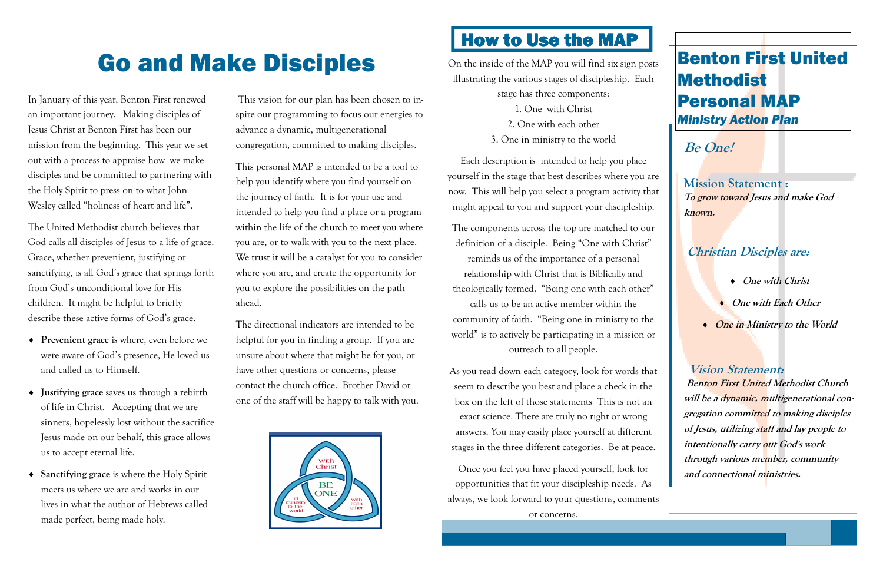# Go and Make Disciples

In January of this year, Benton First renewed an important journey. Making disciples of Jesus Christ at Benton First has been our mission from the beginning. This year we set out with a process to appraise how we make disciples and be committed to partnering with the Holy Spirit to press on to what John Wesley called "holiness of heart and life".

The United Methodist church believes that God calls all disciples of Jesus to a life of grace. Grace, whether prevenient, justifying or sanctifying, is all God's grace that springs forth from God's unconditional love for His children. It might be helpful to briefly describe these active forms of God's grace.

- **Prevenient grace** is where, even before we were aware of God's presence, He loved us and called us to Himself.
- **Justifying grace** saves us through a rebirth of life in Christ. Accepting that we are sinners, hopelessly lost without the sacrifice Jesus made on our behalf, this grace allows us to accept eternal life.
- **Sanctifying grace** is where the Holy Spirit meets us where we are and works in our lives in what the author of Hebrews called made perfect, being made holy.

This vision for our plan has been chosen to inspire our programming to focus our energies to advance a dynamic, multigenerational congregation, committed to making disciples.

This personal MAP is intended to be a tool to help you identify where you find yourself on the journey of faith. It is for your use and intended to help you find a place or a program within the life of the church to meet you where you are, or to walk with you to the next place. We trust it will be a catalyst for you to consider where you are, and create the opportunity for you to explore the possibilities on the path ahead.

The directional indicators are intended to be helpful for you in finding a group. If you are unsure about where that might be for you, or have other questions or concerns, please contact the church office. Brother David or one of the staff will be happy to talk with you.

with Christ — BE ONE — in ministry to the world — with each other

## How to Use the MAP

On the inside of the MAP you will find six sign posts illustrating the various stages of discipleship. Each stage has three components:

1. One with Christ
2. One with each other
3. One in ministry to the world

Each description is intended to help you place yourself in the stage that best describes where you are now. This will help you select a program activity that might appeal to you and support your discipleship.

The components across the top are matched to our definition of a disciple. Being "One with Christ" reminds us of the importance of a personal relationship with Christ that is Biblically and theologically formed. "Being one with each other" calls us to be an active member within the community of faith. "Being one in ministry to the world" is to actively be participating in a mission or outreach to all people.

As you read down each category, look for words that seem to describe you best and place a check in the box on the left of those statements This is not an exact science. There are truly no right or wrong answers. You may easily place yourself at different stages in the three different categories. Be at peace.

Once you feel you have placed yourself, look for opportunities that fit your discipleship needs. As always, we look forward to your questions, comments or concerns.

# Benton First United Methodist Personal MAP

***Ministry Action Plan***

## *Be One!*

**Mission Statement :**

***To grow toward Jesus and make God known.***

### *Christian Disciples are:*

- ***One with Christ***
- ***One with Each Other***
- ***One in Ministry to the World***

### *Vision Statement:*

***Benton First United Methodist Church will be a dynamic, multigenerational congregation committed to making disciples of Jesus, utilizing staff and lay people to intentionally carry out God's work through various member, community and connectional ministries.***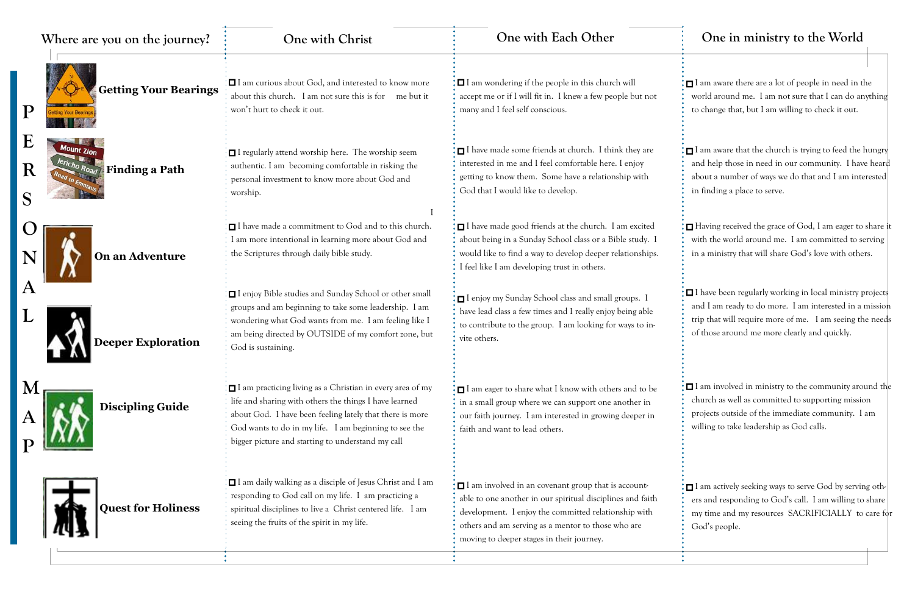| Where are you on the journey? | One with Christ | One with Each Other | One in ministry to the World |
|---|---|---|---|
| **Getting Your Bearings** | ☐ I am curious about God, and interested to know more about this church. I am not sure this is for me but it won't hurt to check it out. | ☐ I am wondering if the people in this church will accept me or if I will fit in. I knew a few people but not many and I feel self conscious. | ☐ I am aware there are a lot of people in need in the world around me. I am not sure that I can do anything to change that, but I am willing to check it out. |
| **Finding a Path** | ☐ I regularly attend worship here. The worship seem authentic. I am becoming comfortable in risking the personal investment to know more about God and worship. | ☐ I have made some friends at church. I think they are interested in me and I feel comfortable here. I enjoy getting to know them. Some have a relationship with God that I would like to develop. | ☐ I am aware that the church is trying to feed the hungry and help those in need in our community. I have heard about a number of ways we do that and I am interested in finding a place to serve. |
| **On an Adventure** | ☐ I have made a commitment to God and to this church. I am more intentional in learning more about God and the Scriptures through daily bible study. | ☐ I have made good friends at the church. I am excited about being in a Sunday School class or a Bible study. I would like to find a way to develop deeper relationships. I feel like I am developing trust in others. | ☐ Having received the grace of God, I am eager to share it with the world around me. I am committed to serving in a ministry that will share God's love with others. |
| **Deeper Exploration** | ☐ I enjoy Bible studies and Sunday School or other small groups and am beginning to take some leadership. I am wondering what God wants from me. I am feeling like I am being directed by OUTSIDE of my comfort zone, but God is sustaining. | ☐ I enjoy my Sunday School class and small groups. I have lead class a few times and I really enjoy being able to contribute to the group. I am looking for ways to invite others. | ☐ I have been regularly working in local ministry projects and I am ready to do more. I am interested in a mission trip that will require more of me. I am seeing the needs of those around me more clearly and quickly. |
| **Discipling Guide** | ☐ I am practicing living as a Christian in every area of my life and sharing with others the things I have learned about God. I have been feeling lately that there is more God wants to do in my life. I am beginning to see the bigger picture and starting to understand my call | ☐ I am eager to share what I know with others and to be in a small group where we can support one another in our faith journey. I am interested in growing deeper in faith and want to lead others. | ☐ I am involved in ministry to the community around the church as well as committed to supporting mission projects outside of the immediate community. I am willing to take leadership as God calls. |
| **Quest for Holiness** | ☐ I am daily walking as a disciple of Jesus Christ and I am responding to God call on my life. I am practicing a spiritual disciplines to live a Christ centered life. I am seeing the fruits of the spirit in my life. | ☐ I am involved in an covenant group that is accountable to one another in our spiritual disciplines and faith development. I enjoy the committed relationship with others and am serving as a mentor to those who are moving to deeper stages in their journey. | ☐ I am actively seeking ways to serve God by serving others and responding to God's call. I am willing to share my time and my resources SACRIFICIALLY to care for God's people. |

PERSONAL MAP